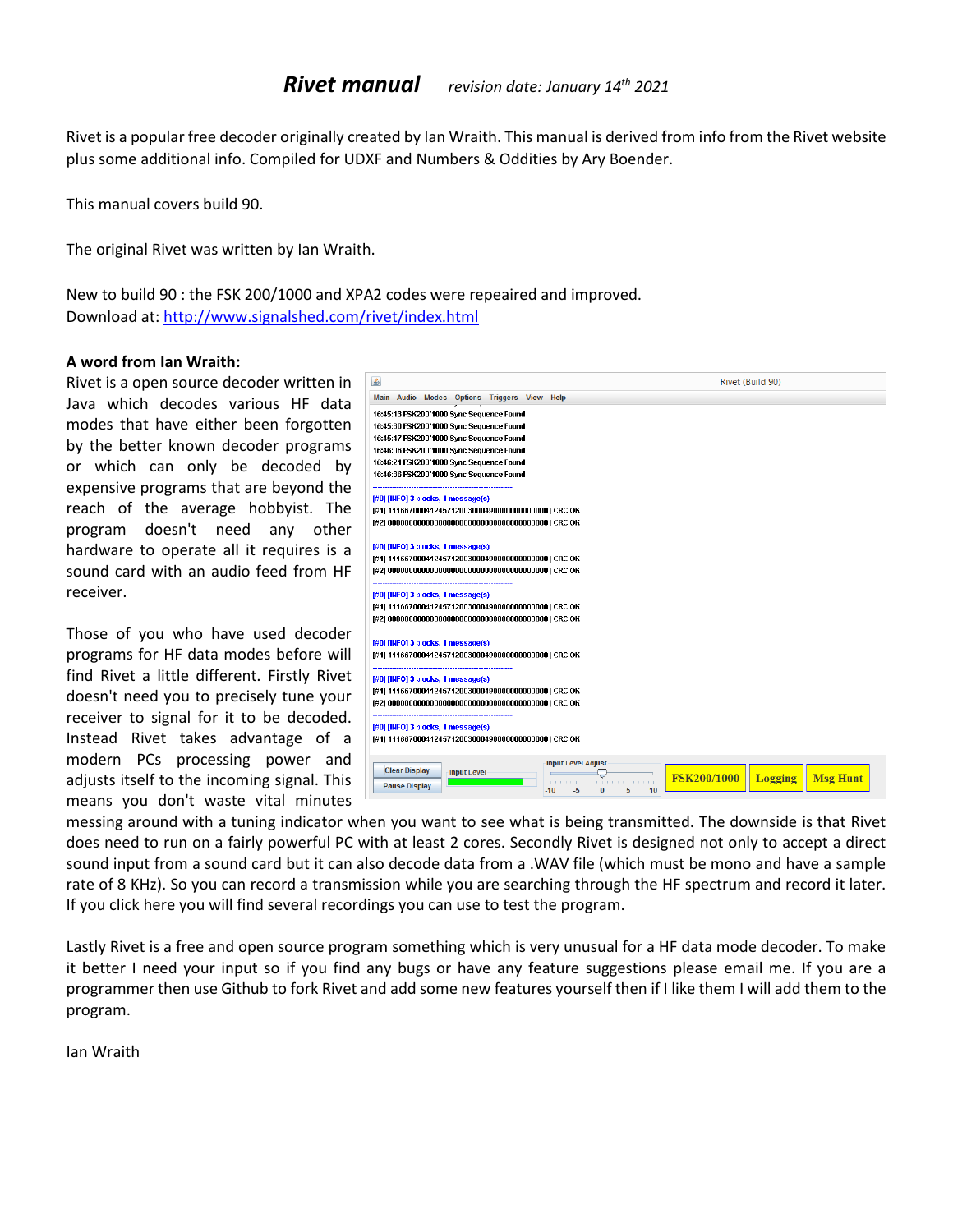# *Rivet manual* *revision date: January 14th 2021*

Rivet is a popular free decoder originally created by Ian Wraith. This manual is derived from info from the Rivet website plus some additional info. Compiled for UDXF and Numbers & Oddities by Ary Boender.

This manual covers build 90.

The original Rivet was written by Ian Wraith.

New to build 90 : the FSK 200/1000 and XPA2 codes were repeaired and improved.
Download at: http://www.signalshed.com/rivet/index.html

**A word from Ian Wraith:**

Rivet is a open source decoder written in Java which decodes various HF data modes that have either been forgotten by the better known decoder programs or which can only be decoded by expensive programs that are beyond the reach of the average hobbyist. The program doesn't need any other hardware to operate all it requires is a sound card with an audio feed from HF receiver.

Those of you who have used decoder programs for HF data modes before will find Rivet a little different. Firstly Rivet doesn't need you to precisely tune your receiver to signal for it to be decoded. Instead Rivet takes advantage of a modern PCs processing power and adjusts itself to the incoming signal. This means you don't waste vital minutes messing around with a tuning indicator when you want to see what is being transmitted. The downside is that Rivet does need to run on a fairly powerful PC with at least 2 cores. Secondly Rivet is designed not only to accept a direct sound input from a sound card but it can also decode data from a .WAV file (which must be mono and have a sample rate of 8 KHz). So you can record a transmission while you are searching through the HF spectrum and record it later. If you click here you will find several recordings you can use to test the program.

Lastly Rivet is a free and open source program something which is very unusual for a HF data mode decoder. To make it better I need your input so if you find any bugs or have any feature suggestions please email me. If you are a programmer then use Github to fork Rivet and add some new features yourself then if I like them I will add them to the program.

Ian Wraith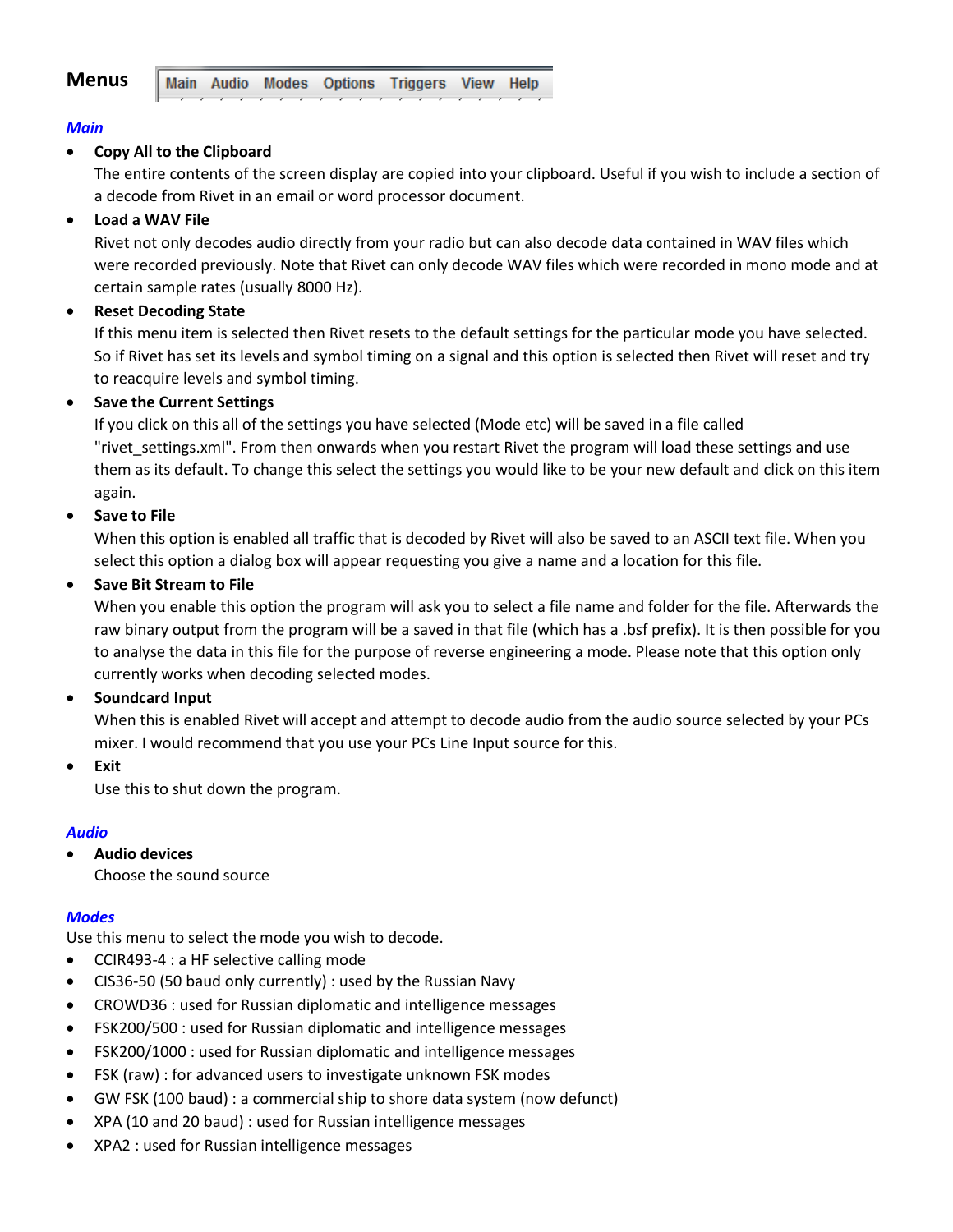## Menus

Main Audio Modes Options Triggers View Help

### *Main*

- **Copy All to the Clipboard**
  The entire contents of the screen display are copied into your clipboard. Useful if you wish to include a section of a decode from Rivet in an email or word processor document.
- **Load a WAV File**
  Rivet not only decodes audio directly from your radio but can also decode data contained in WAV files which were recorded previously. Note that Rivet can only decode WAV files which were recorded in mono mode and at certain sample rates (usually 8000 Hz).
- **Reset Decoding State**
  If this menu item is selected then Rivet resets to the default settings for the particular mode you have selected. So if Rivet has set its levels and symbol timing on a signal and this option is selected then Rivet will reset and try to reacquire levels and symbol timing.
- **Save the Current Settings**
  If you click on this all of the settings you have selected (Mode etc) will be saved in a file called "rivet_settings.xml". From then onwards when you restart Rivet the program will load these settings and use them as its default. To change this select the settings you would like to be your new default and click on this item again.
- **Save to File**
  When this option is enabled all traffic that is decoded by Rivet will also be saved to an ASCII text file. When you select this option a dialog box will appear requesting you give a name and a location for this file.
- **Save Bit Stream to File**
  When you enable this option the program will ask you to select a file name and folder for the file. Afterwards the raw binary output from the program will be a saved in that file (which has a .bsf prefix). It is then possible for you to analyse the data in this file for the purpose of reverse engineering a mode. Please note that this option only currently works when decoding selected modes.
- **Soundcard Input**
  When this is enabled Rivet will accept and attempt to decode audio from the audio source selected by your PCs mixer. I would recommend that you use your PCs Line Input source for this.
- **Exit**
  Use this to shut down the program.

### *Audio*

- **Audio devices**
  Choose the sound source

### *Modes*

Use this menu to select the mode you wish to decode.

- CCIR493-4 : a HF selective calling mode
- CIS36-50 (50 baud only currently) : used by the Russian Navy
- CROWD36 : used for Russian diplomatic and intelligence messages
- FSK200/500 : used for Russian diplomatic and intelligence messages
- FSK200/1000 : used for Russian diplomatic and intelligence messages
- FSK (raw) : for advanced users to investigate unknown FSK modes
- GW FSK (100 baud) : a commercial ship to shore data system (now defunct)
- XPA (10 and 20 baud) : used for Russian intelligence messages
- XPA2 : used for Russian intelligence messages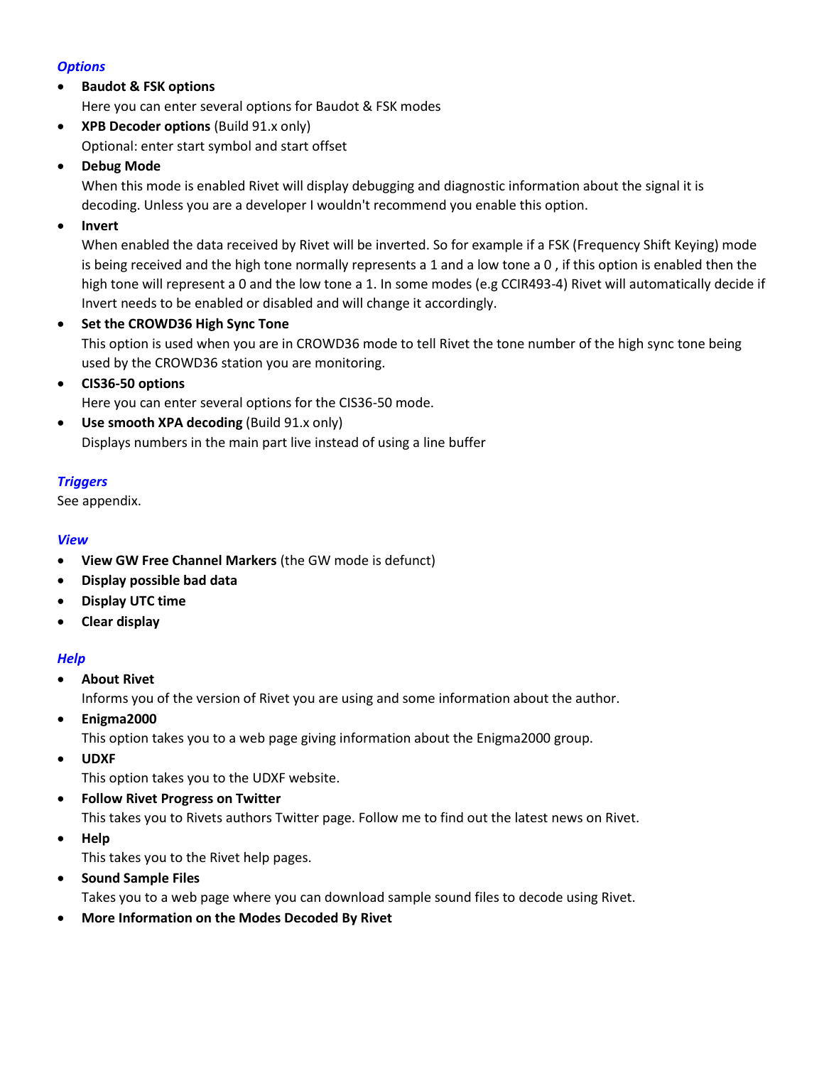### *Options*

- **Baudot & FSK options**
  Here you can enter several options for Baudot & FSK modes
- **XPB Decoder options** (Build 91.x only)
  Optional: enter start symbol and start offset
- **Debug Mode**
  When this mode is enabled Rivet will display debugging and diagnostic information about the signal it is decoding. Unless you are a developer I wouldn't recommend you enable this option.
- **Invert**
  When enabled the data received by Rivet will be inverted. So for example if a FSK (Frequency Shift Keying) mode is being received and the high tone normally represents a 1 and a low tone a 0 , if this option is enabled then the high tone will represent a 0 and the low tone a 1. In some modes (e.g CCIR493-4) Rivet will automatically decide if Invert needs to be enabled or disabled and will change it accordingly.
- **Set the CROWD36 High Sync Tone**
  This option is used when you are in CROWD36 mode to tell Rivet the tone number of the high sync tone being used by the CROWD36 station you are monitoring.
- **CIS36-50 options**
  Here you can enter several options for the CIS36-50 mode.
- **Use smooth XPA decoding** (Build 91.x only)
  Displays numbers in the main part live instead of using a line buffer

### *Triggers*

See appendix.

### *View*

- **View GW Free Channel Markers** (the GW mode is defunct)
- **Display possible bad data**
- **Display UTC time**
- **Clear display**

### *Help*

- **About Rivet**
  Informs you of the version of Rivet you are using and some information about the author.
- **Enigma2000**
  This option takes you to a web page giving information about the Enigma2000 group.
- **UDXF**
  This option takes you to the UDXF website.
- **Follow Rivet Progress on Twitter**
  This takes you to Rivets authors Twitter page. Follow me to find out the latest news on Rivet.
- **Help**
  This takes you to the Rivet help pages.
- **Sound Sample Files**
  Takes you to a web page where you can download sample sound files to decode using Rivet.
- **More Information on the Modes Decoded By Rivet**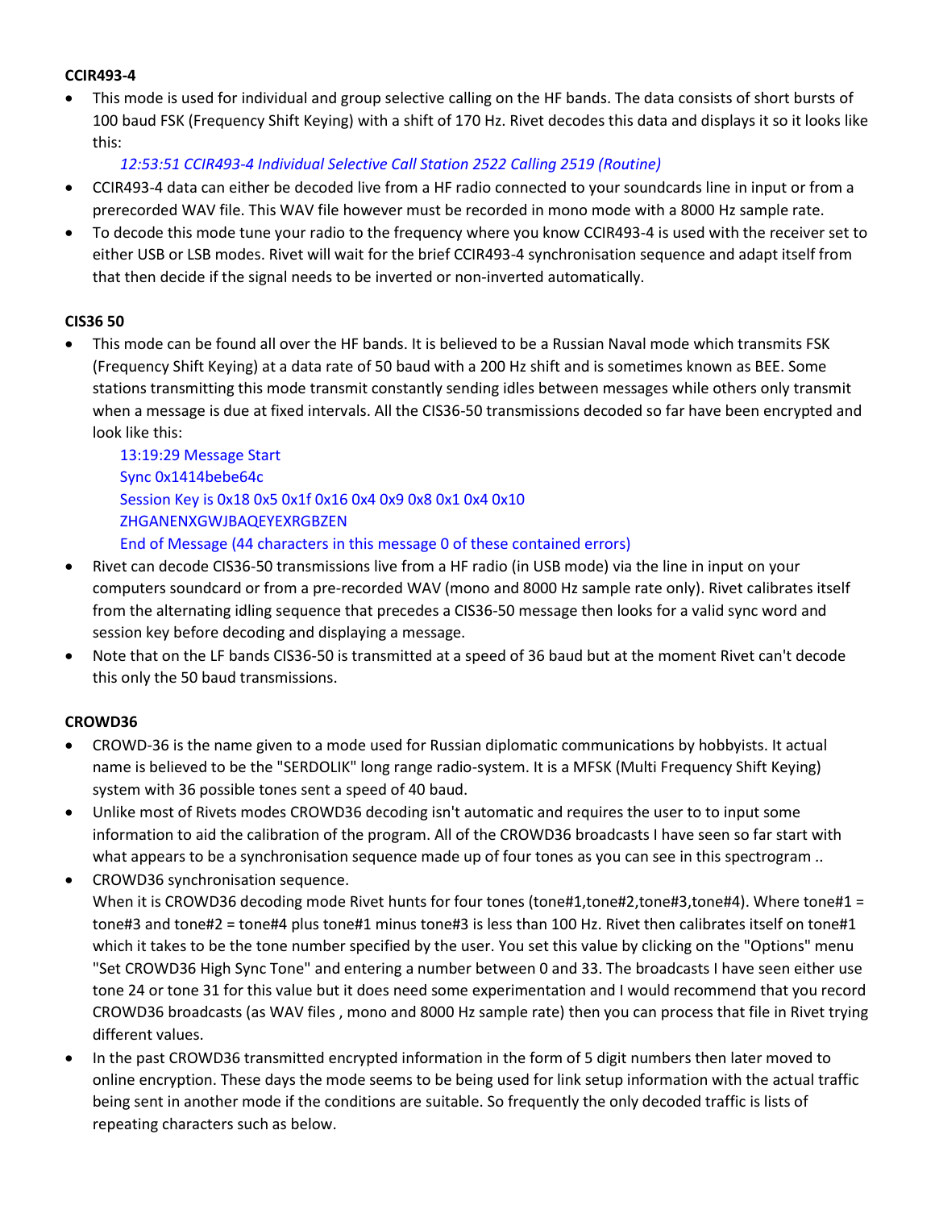**CCIR493-4**

- This mode is used for individual and group selective calling on the HF bands. The data consists of short bursts of 100 baud FSK (Frequency Shift Keying) with a shift of 170 Hz. Rivet decodes this data and displays it so it looks like this:

  *12:53:51 CCIR493-4 Individual Selective Call Station 2522 Calling 2519 (Routine)*

- CCIR493-4 data can either be decoded live from a HF radio connected to your soundcards line in input or from a prerecorded WAV file. This WAV file however must be recorded in mono mode with a 8000 Hz sample rate.
- To decode this mode tune your radio to the frequency where you know CCIR493-4 is used with the receiver set to either USB or LSB modes. Rivet will wait for the brief CCIR493-4 synchronisation sequence and adapt itself from that then decide if the signal needs to be inverted or non-inverted automatically.

**CIS36 50**

- This mode can be found all over the HF bands. It is believed to be a Russian Naval mode which transmits FSK (Frequency Shift Keying) at a data rate of 50 baud with a 200 Hz shift and is sometimes known as BEE. Some stations transmitting this mode transmit constantly sending idles between messages while others only transmit when a message is due at fixed intervals. All the CIS36-50 transmissions decoded so far have been encrypted and look like this:

  13:19:29 Message Start
  Sync 0x1414bebe64c
  Session Key is 0x18 0x5 0x1f 0x16 0x4 0x9 0x8 0x1 0x4 0x10
  ZHGANENXGWJBAQEYEXRGBZEN
  End of Message (44 characters in this message 0 of these contained errors)

- Rivet can decode CIS36-50 transmissions live from a HF radio (in USB mode) via the line in input on your computers soundcard or from a pre-recorded WAV (mono and 8000 Hz sample rate only). Rivet calibrates itself from the alternating idling sequence that precedes a CIS36-50 message then looks for a valid sync word and session key before decoding and displaying a message.
- Note that on the LF bands CIS36-50 is transmitted at a speed of 36 baud but at the moment Rivet can't decode this only the 50 baud transmissions.

**CROWD36**

- CROWD-36 is the name given to a mode used for Russian diplomatic communications by hobbyists. It actual name is believed to be the "SERDOLIK" long range radio-system. It is a MFSK (Multi Frequency Shift Keying) system with 36 possible tones sent a speed of 40 baud.
- Unlike most of Rivets modes CROWD36 decoding isn't automatic and requires the user to to input some information to aid the calibration of the program. All of the CROWD36 broadcasts I have seen so far start with what appears to be a synchronisation sequence made up of four tones as you can see in this spectrogram ..
- CROWD36 synchronisation sequence.
  When it is CROWD36 decoding mode Rivet hunts for four tones (tone#1,tone#2,tone#3,tone#4). Where tone#1 = tone#3 and tone#2 = tone#4 plus tone#1 minus tone#3 is less than 100 Hz. Rivet then calibrates itself on tone#1 which it takes to be the tone number specified by the user. You set this value by clicking on the "Options" menu "Set CROWD36 High Sync Tone" and entering a number between 0 and 33. The broadcasts I have seen either use tone 24 or tone 31 for this value but it does need some experimentation and I would recommend that you record CROWD36 broadcasts (as WAV files , mono and 8000 Hz sample rate) then you can process that file in Rivet trying different values.
- In the past CROWD36 transmitted encrypted information in the form of 5 digit numbers then later moved to online encryption. These days the mode seems to be being used for link setup information with the actual traffic being sent in another mode if the conditions are suitable. So frequently the only decoded traffic is lists of repeating characters such as below.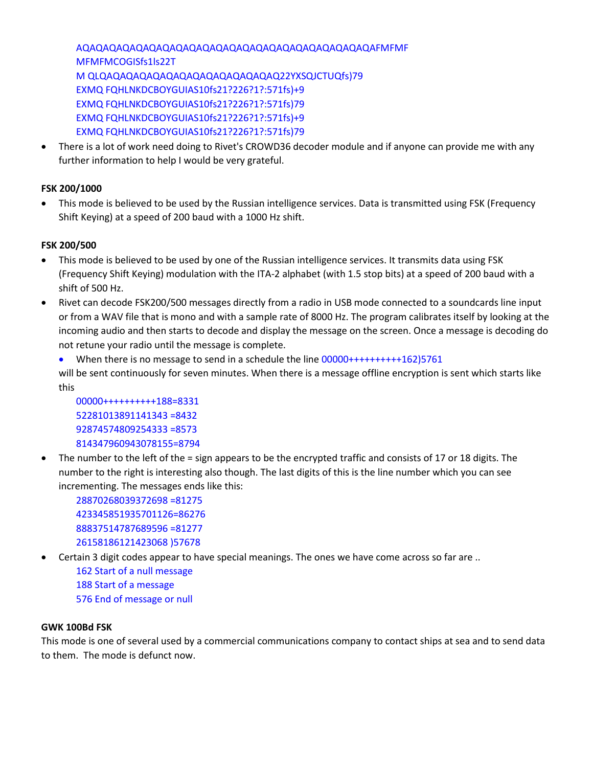```
AQAQAQAQAQAQAQAQAQAQAQAQAQAQAQAQAQAQAQAQAQAQAQAQAQAFMFMF
MFMFMFMCOGISfs1ls22T
M QLQAQAQAQAQAQAQAQAQAQAQAQAQAQAQ22YXSQJCTUQfs)79
EXMQ FQHLNKDCBOYGUIAS10fs21?226?1?:571fs)+9
EXMQ FQHLNKDCBOYGUIAS10fs21?226?1?:571fs)79
EXMQ FQHLNKDCBOYGUIAS10fs21?226?1?:571fs)+9
EXMQ FQHLNKDCBOYGUIAS10fs21?226?1?:571fs)79
```

- There is a lot of work need doing to Rivet's CROWD36 decoder module and if anyone can provide me with any further information to help I would be very grateful.

**FSK 200/1000**

- This mode is believed to be used by the Russian intelligence services. Data is transmitted using FSK (Frequency Shift Keying) at a speed of 200 baud with a 1000 Hz shift.

**FSK 200/500**

- This mode is believed to be used by one of the Russian intelligence services. It transmits data using FSK (Frequency Shift Keying) modulation with the ITA-2 alphabet (with 1.5 stop bits) at a speed of 200 baud with a shift of 500 Hz.
- Rivet can decode FSK200/500 messages directly from a radio in USB mode connected to a soundcards line input or from a WAV file that is mono and with a sample rate of 8000 Hz. The program calibrates itself by looking at the incoming audio and then starts to decode and display the message on the screen. Once a message is decoding do not retune your radio until the message is complete.
  - When there is no message to send in a schedule the line 00000++++++++++162)5761

  will be sent continuously for seven minutes. When there is a message offline encryption is sent which starts like this

```
00000++++++++++188=8331
52281013891141343 =8432
92874574809254333 =8573
814347960943078155=8794
```

- The number to the left of the = sign appears to be the encrypted traffic and consists of 17 or 18 digits. The number to the right is interesting also though. The last digits of this is the line number which you can see incrementing. The messages ends like this:

```
28870268039372698 =81275
423345851935701126=86276
88837514787689596 =81277
26158186121423068 )57678
```

- Certain 3 digit codes appear to have special meanings. The ones we have come across so far are ..

```
162 Start of a null message
188 Start of a message
576 End of message or null
```

**GWK 100Bd FSK**

This mode is one of several used by a commercial communications company to contact ships at sea and to send data to them. The mode is defunct now.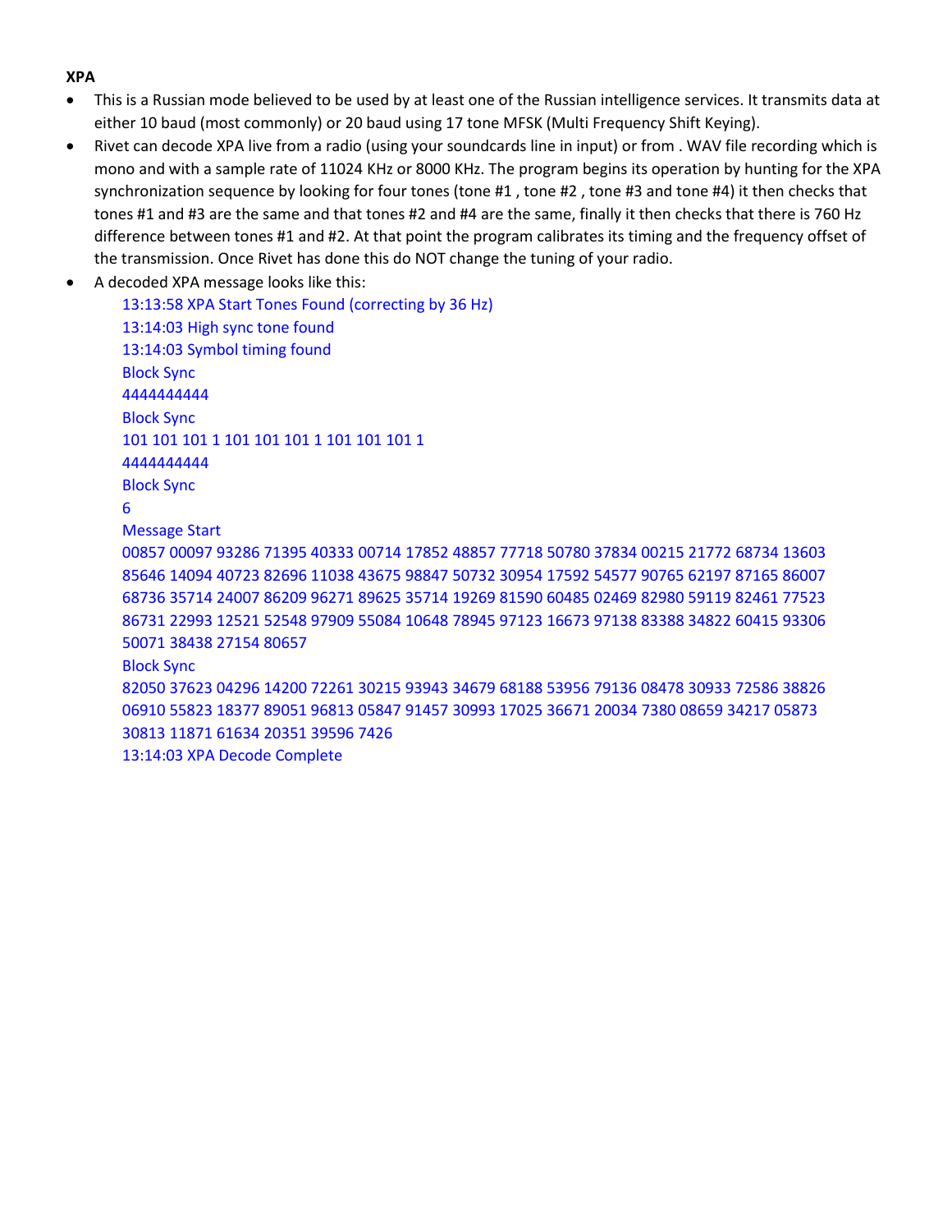**XPA**

- This is a Russian mode believed to be used by at least one of the Russian intelligence services. It transmits data at either 10 baud (most commonly) or 20 baud using 17 tone MFSK (Multi Frequency Shift Keying).
- Rivet can decode XPA live from a radio (using your soundcards line in input) or from . WAV file recording which is mono and with a sample rate of 11024 KHz or 8000 KHz. The program begins its operation by hunting for the XPA synchronization sequence by looking for four tones (tone #1 , tone #2 , tone #3 and tone #4) it then checks that tones #1 and #3 are the same and that tones #2 and #4 are the same, finally it then checks that there is 760 Hz difference between tones #1 and #2. At that point the program calibrates its timing and the frequency offset of the transmission. Once Rivet has done this do NOT change the tuning of your radio.
- A decoded XPA message looks like this:

  13:13:58 XPA Start Tones Found (correcting by 36 Hz)
  13:14:03 High sync tone found
  13:14:03 Symbol timing found
  Block Sync
  4444444444
  Block Sync
  101 101 101 1 101 101 101 1 101 101 101 1
  4444444444
  Block Sync
  6
  Message Start
  00857 00097 93286 71395 40333 00714 17852 48857 77718 50780 37834 00215 21772 68734 13603
  85646 14094 40723 82696 11038 43675 98847 50732 30954 17592 54577 90765 62197 87165 86007
  68736 35714 24007 86209 96271 89625 35714 19269 81590 60485 02469 82980 59119 82461 77523
  86731 22993 12521 52548 97909 55084 10648 78945 97123 16673 97138 83388 34822 60415 93306
  50071 38438 27154 80657
  Block Sync
  82050 37623 04296 14200 72261 30215 93943 34679 68188 53956 79136 08478 30933 72586 38826
  06910 55823 18377 89051 96813 05847 91457 30993 17025 36671 20034 7380 08659 34217 05873
  30813 11871 61634 20351 39596 7426
  13:14:03 XPA Decode Complete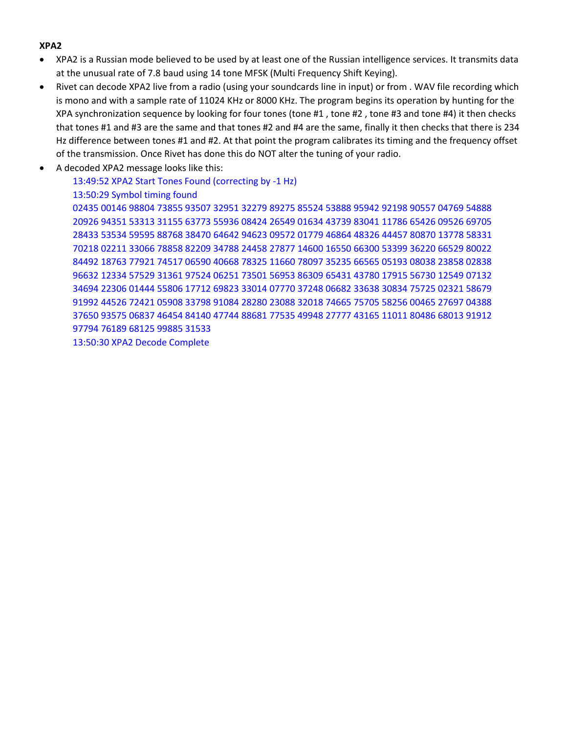**XPA2**

- XPA2 is a Russian mode believed to be used by at least one of the Russian intelligence services. It transmits data at the unusual rate of 7.8 baud using 14 tone MFSK (Multi Frequency Shift Keying).
- Rivet can decode XPA2 live from a radio (using your soundcards line in input) or from . WAV file recording which is mono and with a sample rate of 11024 KHz or 8000 KHz. The program begins its operation by hunting for the XPA synchronization sequence by looking for four tones (tone #1 , tone #2 , tone #3 and tone #4) it then checks that tones #1 and #3 are the same and that tones #2 and #4 are the same, finally it then checks that there is 234 Hz difference between tones #1 and #2. At that point the program calibrates its timing and the frequency offset of the transmission. Once Rivet has done this do NOT alter the tuning of your radio.
- A decoded XPA2 message looks like this:

 13:49:52 XPA2 Start Tones Found (correcting by -1 Hz)
 13:50:29 Symbol timing found
 02435 00146 98804 73855 93507 32951 32279 89275 85524 53888 95942 92198 90557 04769 54888
 20926 94351 53313 31155 63773 55936 08424 26549 01634 43739 83041 11786 65426 09526 69705
 28433 53534 59595 88768 38470 64642 94623 09572 01779 46864 48326 44457 80870 13778 58331
 70218 02211 33066 78858 82209 34788 24458 27877 14600 16550 66300 53399 36220 66529 80022
 84492 18763 77921 74517 06590 40668 78325 11660 78097 35235 66565 05193 08038 23858 02838
 96632 12334 57529 31361 97524 06251 73501 56953 86309 65431 43780 17915 56730 12549 07132
 34694 22306 01444 55806 17712 69823 33014 07770 37248 06682 33638 30834 75725 02321 58679
 91992 44526 72421 05908 33798 91084 28280 23088 32018 74665 75705 58256 00465 27697 04388
 37650 93575 06837 46454 84140 47744 88681 77535 49948 27777 43165 11011 80486 68013 91912
 97794 76189 68125 99885 31533
 13:50:30 XPA2 Decode Complete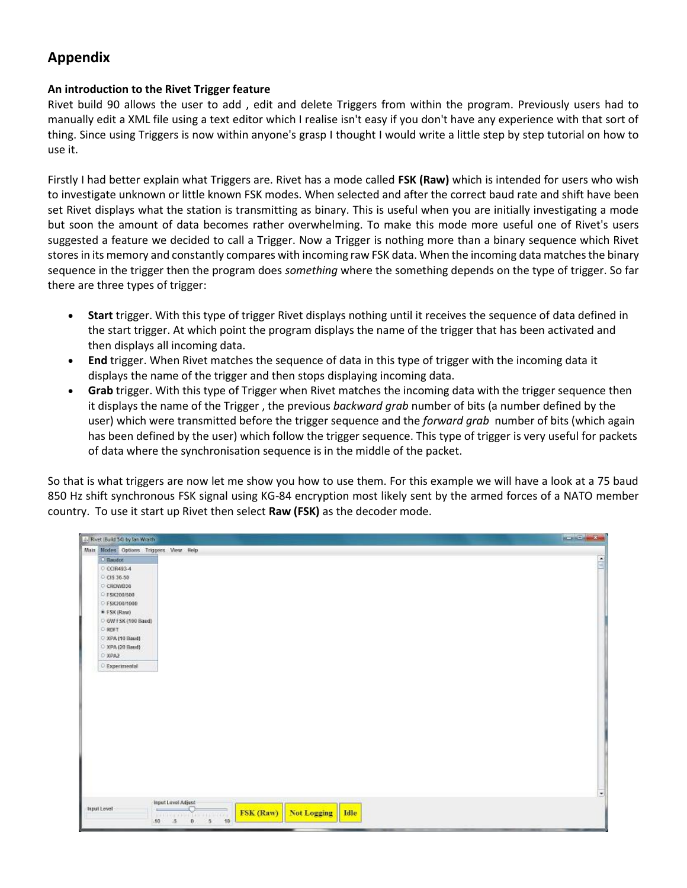## Appendix

### An introduction to the Rivet Trigger feature

Rivet build 90 allows the user to add , edit and delete Triggers from within the program. Previously users had to manually edit a XML file using a text editor which I realise isn't easy if you don't have any experience with that sort of thing. Since using Triggers is now within anyone's grasp I thought I would write a little step by step tutorial on how to use it.

Firstly I had better explain what Triggers are. Rivet has a mode called **FSK (Raw)** which is intended for users who wish to investigate unknown or little known FSK modes. When selected and after the correct baud rate and shift have been set Rivet displays what the station is transmitting as binary. This is useful when you are initially investigating a mode but soon the amount of data becomes rather overwhelming. To make this mode more useful one of Rivet's users suggested a feature we decided to call a Trigger. Now a Trigger is nothing more than a binary sequence which Rivet stores in its memory and constantly compares with incoming raw FSK data. When the incoming data matches the binary sequence in the trigger then the program does *something* where the something depends on the type of trigger. So far there are three types of trigger:

- **Start** trigger. With this type of trigger Rivet displays nothing until it receives the sequence of data defined in the start trigger. At which point the program displays the name of the trigger that has been activated and then displays all incoming data.
- **End** trigger. When Rivet matches the sequence of data in this type of trigger with the incoming data it displays the name of the trigger and then stops displaying incoming data.
- **Grab** trigger. With this type of Trigger when Rivet matches the incoming data with the trigger sequence then it displays the name of the Trigger , the previous *backward grab* number of bits (a number defined by the user) which were transmitted before the trigger sequence and the *forward grab* number of bits (which again has been defined by the user) which follow the trigger sequence. This type of trigger is very useful for packets of data where the synchronisation sequence is in the middle of the packet.

So that is what triggers are now let me show you how to use them. For this example we will have a look at a 75 baud 850 Hz shift synchronous FSK signal using KG-84 encryption most likely sent by the armed forces of a NATO member country. To use it start up Rivet then select **Raw (FSK)** as the decoder mode.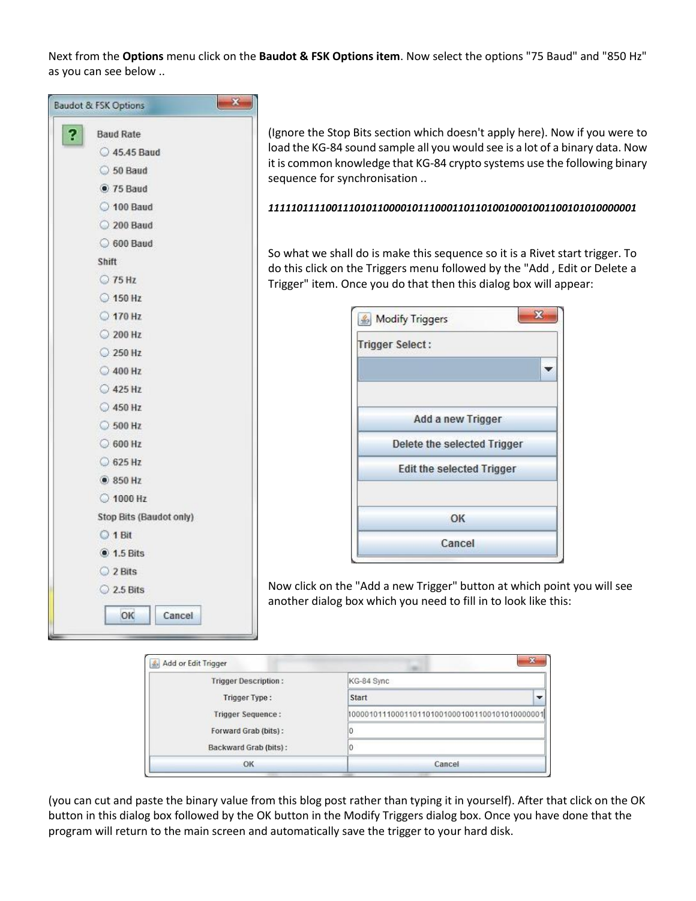Next from the **Options** menu click on the **Baudot & FSK Options item**. Now select the options "75 Baud" and "850 Hz" as you can see below ..

(Ignore the Stop Bits section which doesn't apply here). Now if you were to load the KG-84 sound sample all you would see is a lot of a binary data. Now it is common knowledge that KG-84 crypto systems use the following binary sequence for synchronisation ..

***1111101111001110101100001011100011011010010001001100101010000001***

So what we shall do is make this sequence so it is a Rivet start trigger. To do this click on the Triggers menu followed by the "Add , Edit or Delete a Trigger" item. Once you do that then this dialog box will appear:

Now click on the "Add a new Trigger" button at which point you will see another dialog box which you need to fill in to look like this:

(you can cut and paste the binary value from this blog post rather than typing it in yourself). After that click on the OK button in this dialog box followed by the OK button in the Modify Triggers dialog box. Once you have done that the program will return to the main screen and automatically save the trigger to your hard disk.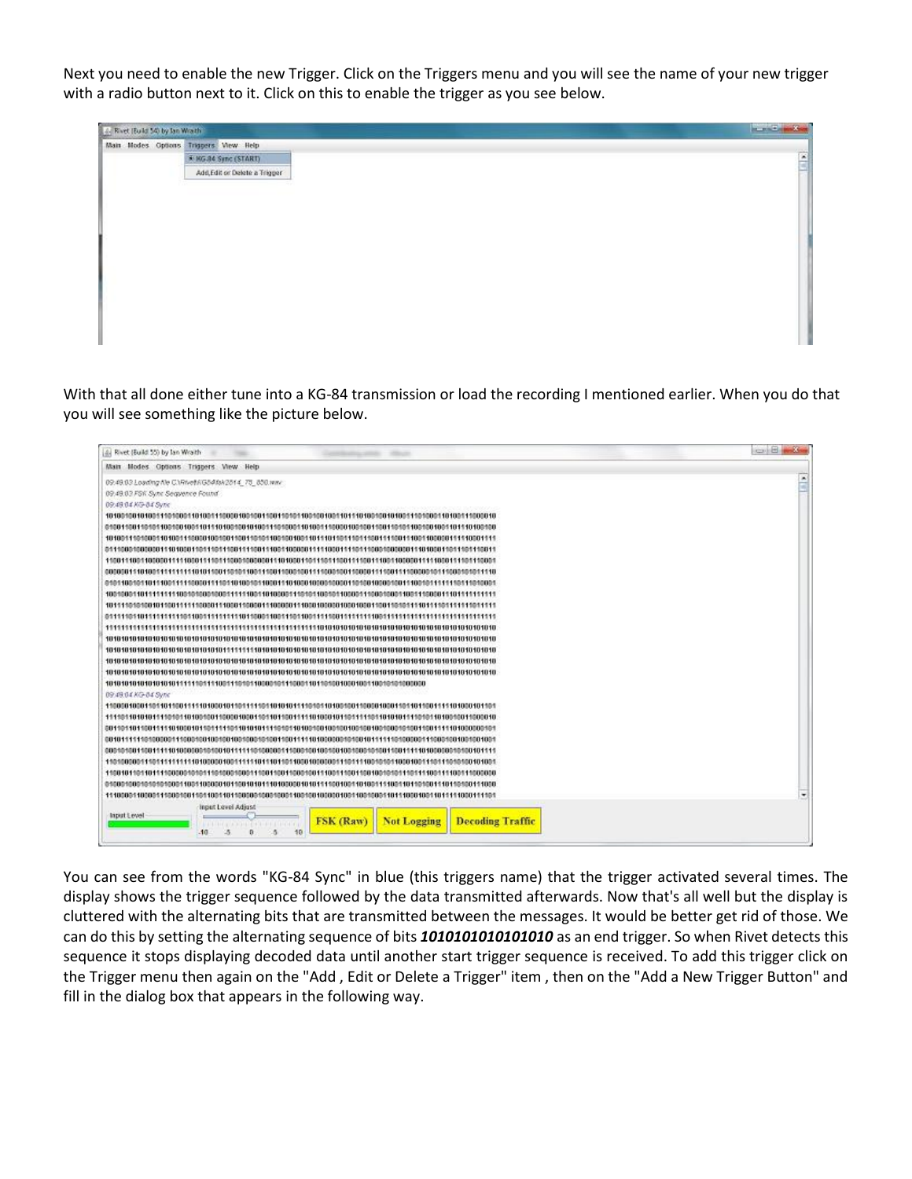Next you need to enable the new Trigger. Click on the Triggers menu and you will see the name of your new trigger with a radio button next to it. Click on this to enable the trigger as you see below.

With that all done either tune into a KG-84 transmission or load the recording I mentioned earlier. When you do that you will see something like the picture below.

You can see from the words "KG-84 Sync" in blue (this triggers name) that the trigger activated several times. The display shows the trigger sequence followed by the data transmitted afterwards. Now that's all well but the display is cluttered with the alternating bits that are transmitted between the messages. It would be better get rid of those. We can do this by setting the alternating sequence of bits ***1010101010101010*** as an end trigger. So when Rivet detects this sequence it stops displaying decoded data until another start trigger sequence is received. To add this trigger click on the Trigger menu then again on the "Add , Edit or Delete a Trigger" item , then on the "Add a New Trigger Button" and fill in the dialog box that appears in the following way.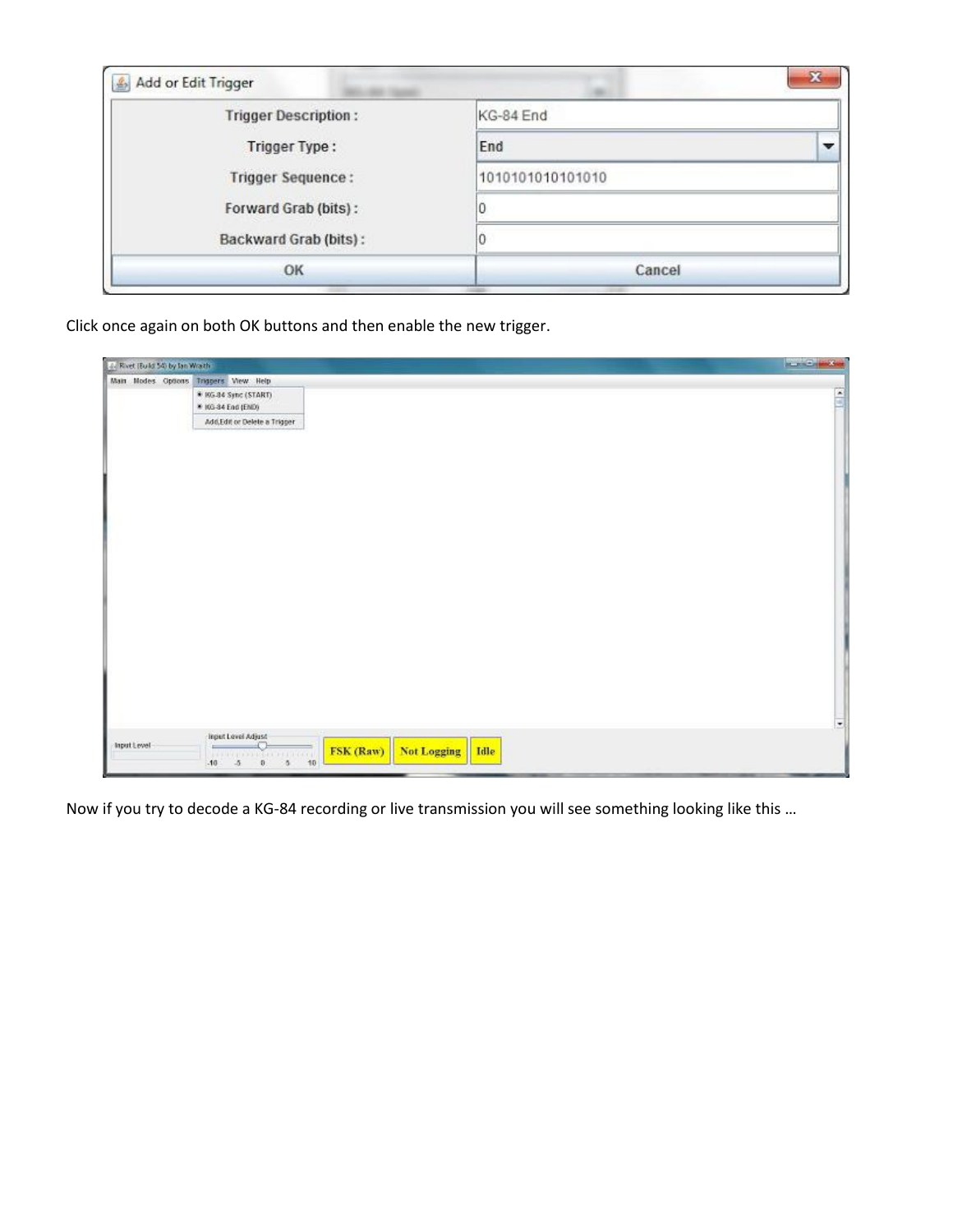Click once again on both OK buttons and then enable the new trigger.

Now if you try to decode a KG-84 recording or live transmission you will see something looking like this …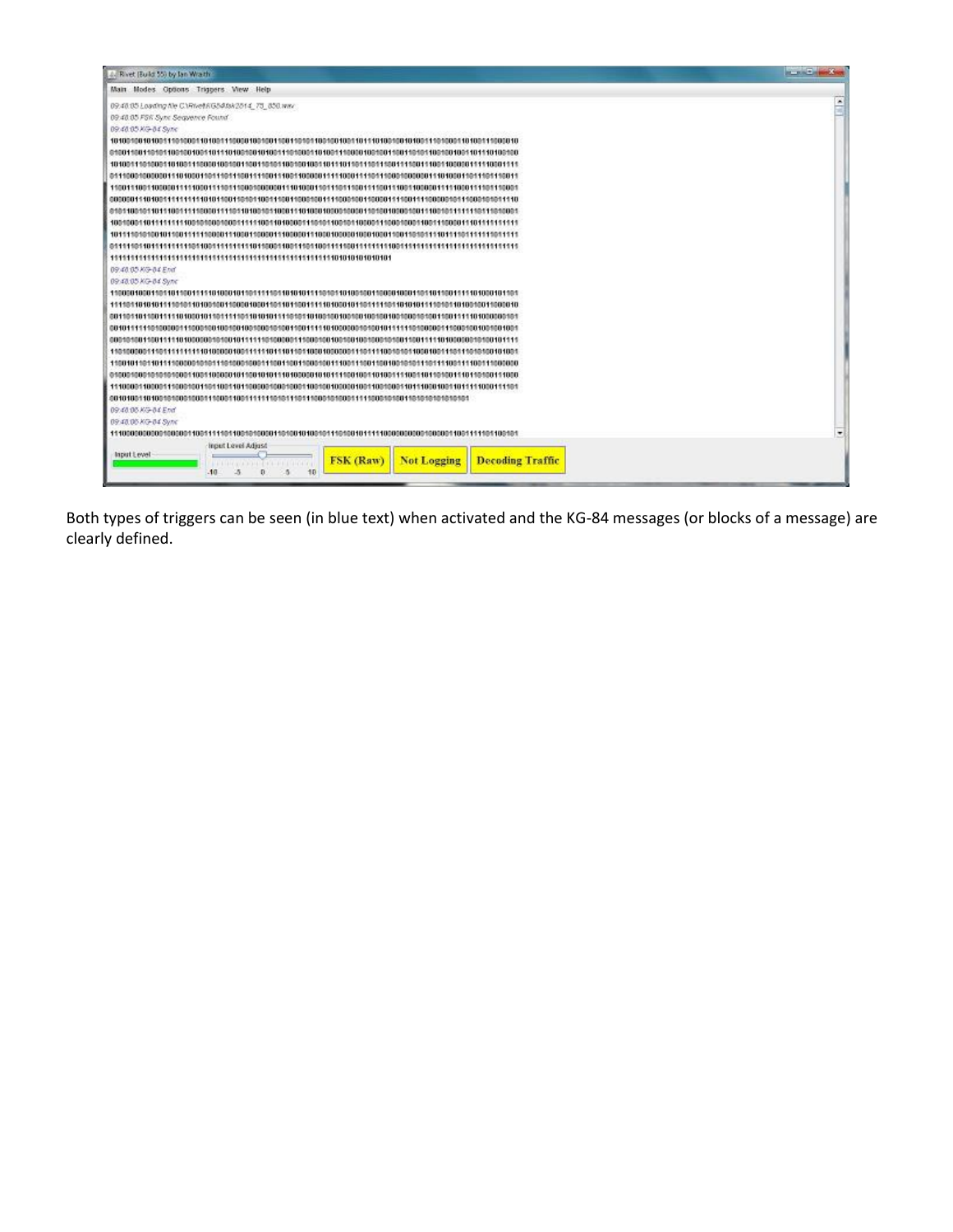Both types of triggers can be seen (in blue text) when activated and the KG-84 messages (or blocks of a message) are clearly defined.